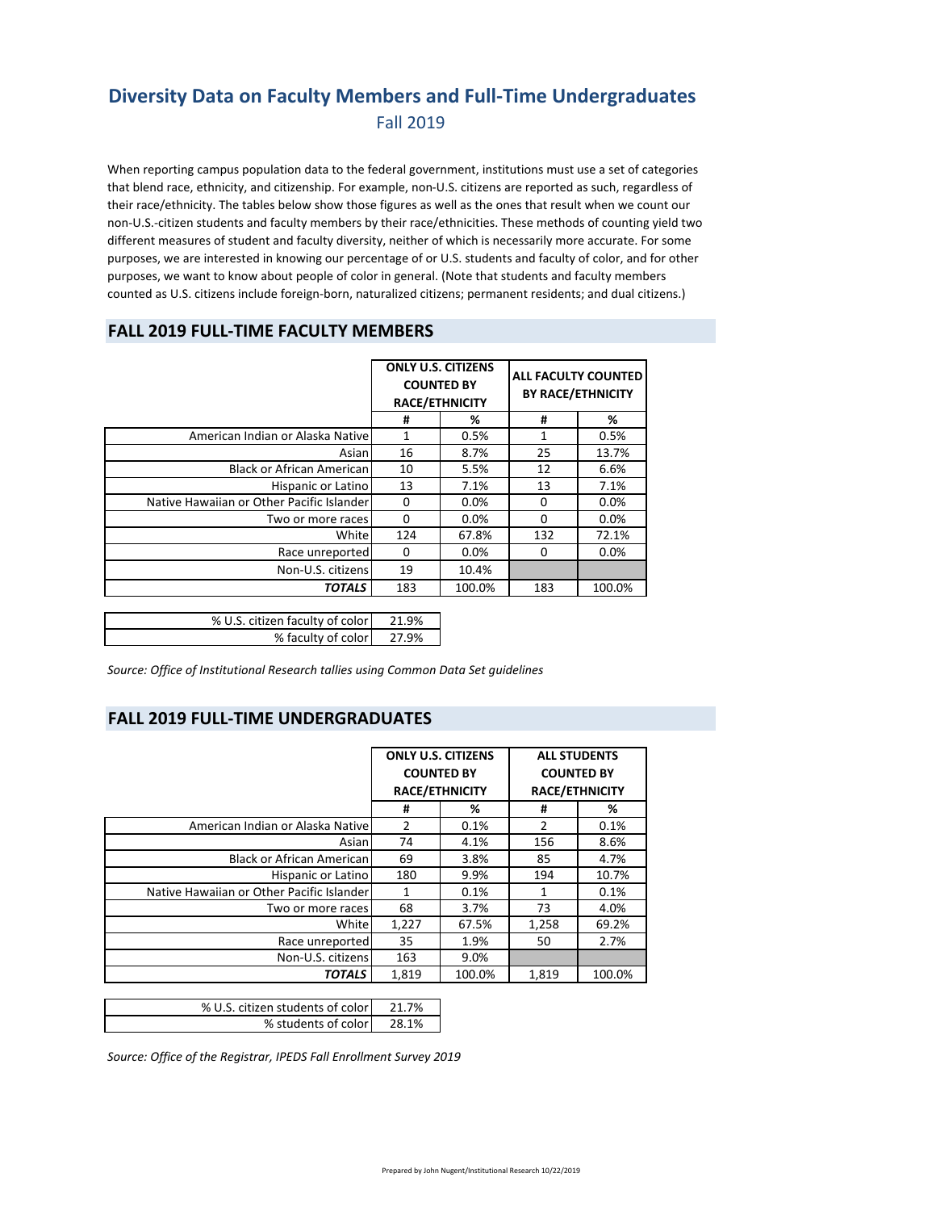# Diversity Data on Faculty Members and Full-Time Undergraduates

## Fall 2019

When reporting campus population data to the federal government, institutions must use a set of categories that blend race, ethnicity, and citizenship. For example, non-U.S. citizens are reported as such, regardless of their race/ethnicity. The tables below show those figures as well as the ones that result when we count our non-U.S.-citizen students and faculty members by their race/ethnicities. These methods of counting yield two different measures of student and faculty diversity, neither of which is necessarily more accurate. For some purposes, we are interested in knowing our percentage of or U.S. students and faculty of color, and for other purposes, we want to know about people of color in general. (Note that students and faculty members counted as U.S. citizens include foreign-born, naturalized citizens; permanent residents; and dual citizens.)

## FALL 2019 FULL-TIME FACULTY MEMBERS

| | ONLY U.S. CITIZENS COUNTED BY RACE/ETHNICITY | | ALL FACULTY COUNTED BY RACE/ETHNICITY | |
|---|---|---|---|---|
| | # | % | # | % |
| American Indian or Alaska Native | 1 | 0.5% | 1 | 0.5% |
| Asian | 16 | 8.7% | 25 | 13.7% |
| Black or African American | 10 | 5.5% | 12 | 6.6% |
| Hispanic or Latino | 13 | 7.1% | 13 | 7.1% |
| Native Hawaiian or Other Pacific Islander | 0 | 0.0% | 0 | 0.0% |
| Two or more races | 0 | 0.0% | 0 | 0.0% |
| White | 124 | 67.8% | 132 | 72.1% |
| Race unreported | 0 | 0.0% | 0 | 0.0% |
| Non-U.S. citizens | 19 | 10.4% | | |
| ***TOTALS*** | 183 | 100.0% | 183 | 100.0% |

| | |
|---|---|
| % U.S. citizen faculty of color | 21.9% |
| % faculty of color | 27.9% |

*Source: Office of Institutional Research tallies using Common Data Set guidelines*

## FALL 2019 FULL-TIME UNDERGRADUATES

| | ONLY U.S. CITIZENS COUNTED BY RACE/ETHNICITY | | ALL STUDENTS COUNTED BY RACE/ETHNICITY | |
|---|---|---|---|---|
| | # | % | # | % |
| American Indian or Alaska Native | 2 | 0.1% | 2 | 0.1% |
| Asian | 74 | 4.1% | 156 | 8.6% |
| Black or African American | 69 | 3.8% | 85 | 4.7% |
| Hispanic or Latino | 180 | 9.9% | 194 | 10.7% |
| Native Hawaiian or Other Pacific Islander | 1 | 0.1% | 1 | 0.1% |
| Two or more races | 68 | 3.7% | 73 | 4.0% |
| White | 1,227 | 67.5% | 1,258 | 69.2% |
| Race unreported | 35 | 1.9% | 50 | 2.7% |
| Non-U.S. citizens | 163 | 9.0% | | |
| ***TOTALS*** | 1,819 | 100.0% | 1,819 | 100.0% |

| | |
|---|---|
| % U.S. citizen students of color | 21.7% |
| % students of color | 28.1% |

*Source: Office of the Registrar, IPEDS Fall Enrollment Survey 2019*

Prepared by John Nugent/Institutional Research 10/22/2019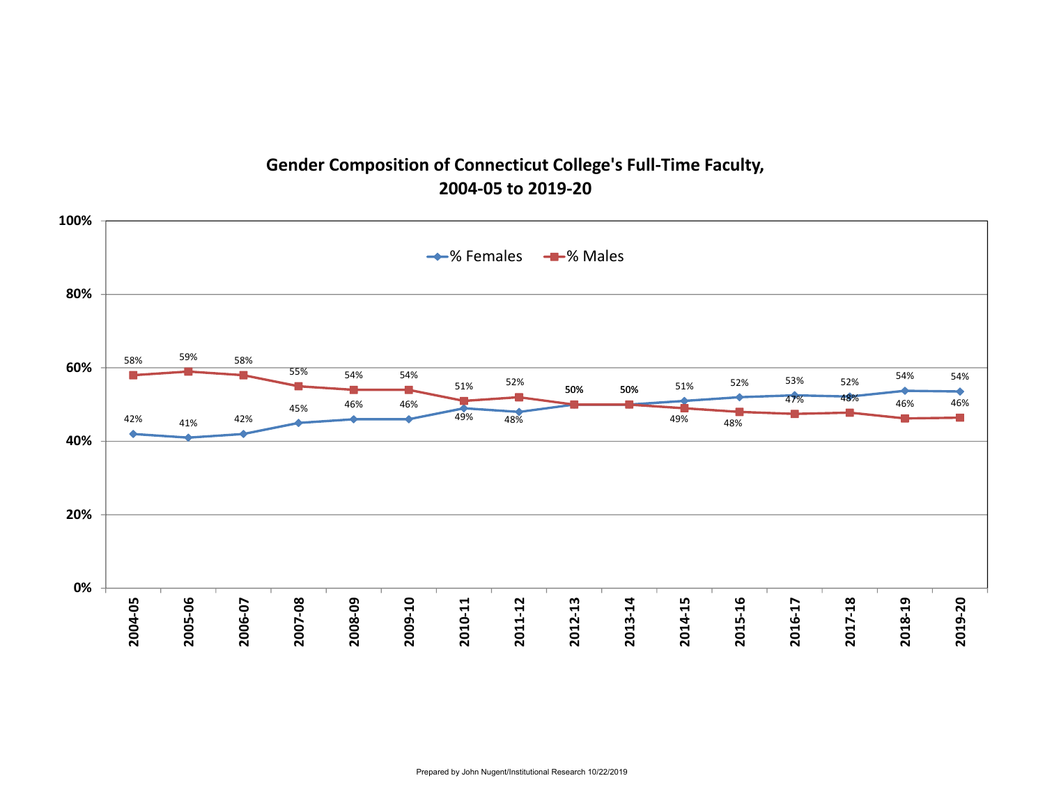## Gender Composition of Connecticut College's Full-Time Faculty, 2004-05 to 2019-20

| Year | % Females | % Males |
|---|---|---|
| 2004-05 | 42% | 58% |
| 2005-06 | 41% | 59% |
| 2006-07 | 42% | 58% |
| 2007-08 | 45% | 55% |
| 2008-09 | 46% | 54% |
| 2009-10 | 46% | 54% |
| 2010-11 | 49% | 51% |
| 2011-12 | 48% | 52% |
| 2012-13 | 50% | 50% |
| 2013-14 | 50% | 50% |
| 2014-15 | 51% | 49% |
| 2015-16 | 52% | 48% |
| 2016-17 | 53% | 47% |
| 2017-18 | 52% | 48% |
| 2018-19 | 54% | 46% |
| 2019-20 | 54% | 46% |

Prepared by John Nugent/Institutional Research 10/22/2019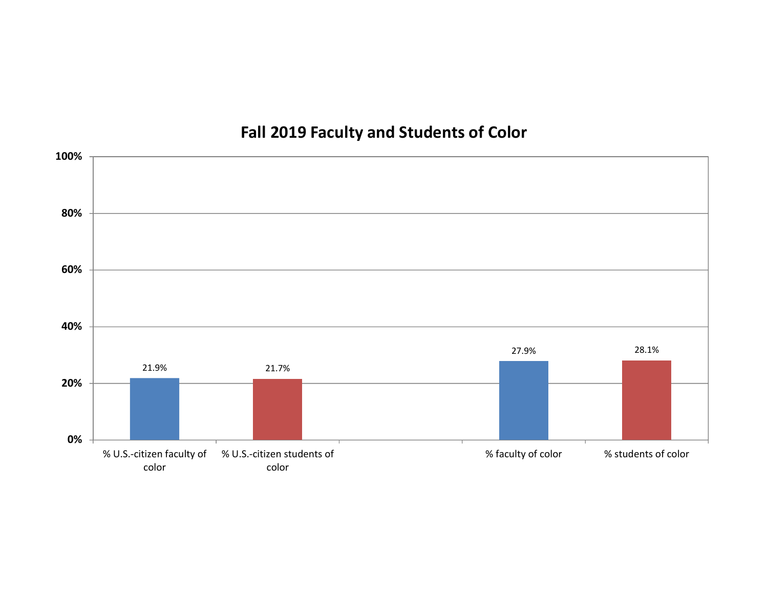# Fall 2019 Faculty and Students of Color

| Category | Percentage |
| --- | --- |
| % U.S.-citizen faculty of color | 21.9% |
| % U.S.-citizen students of color | 21.7% |
| % faculty of color | 27.9% |
| % students of color | 28.1% |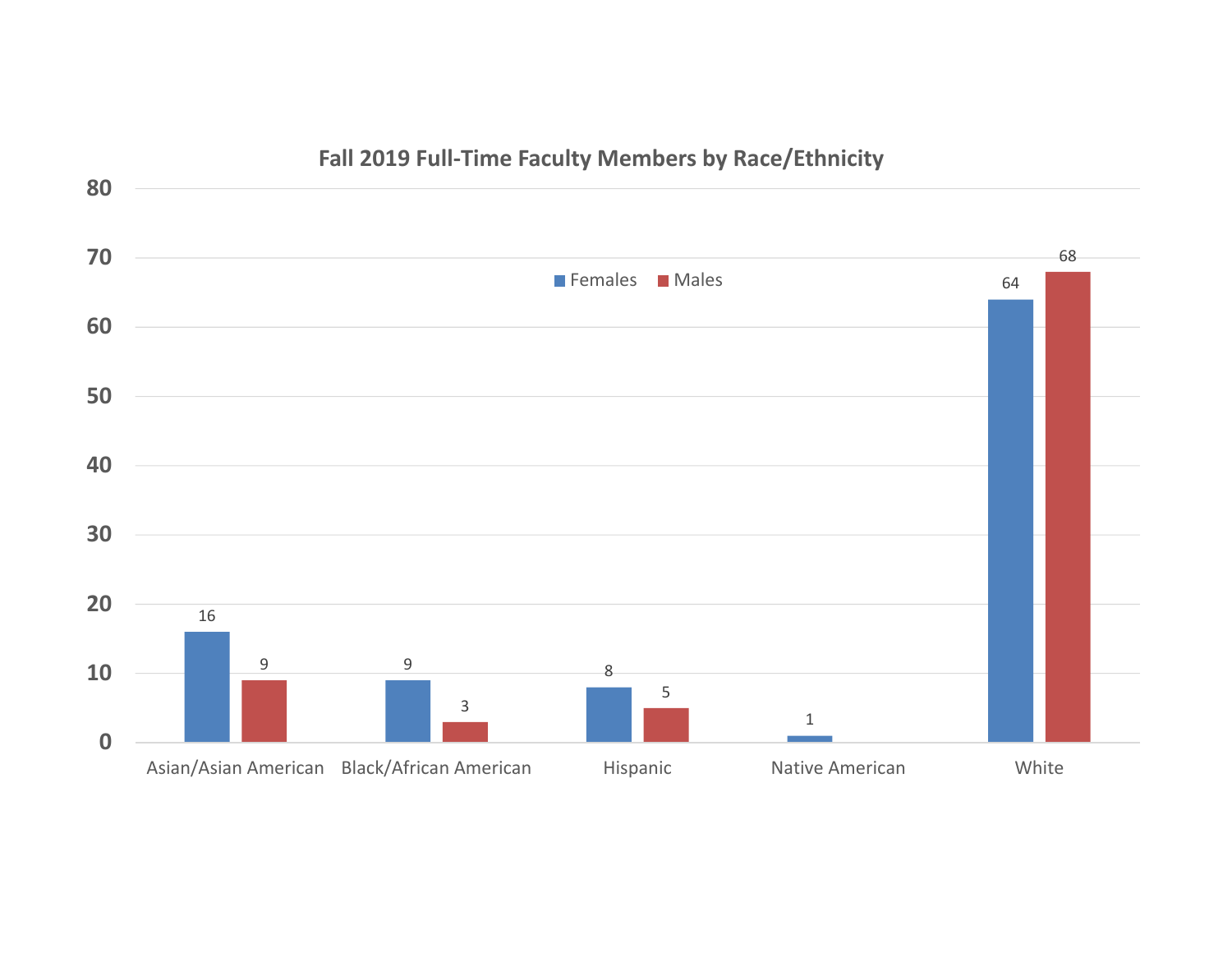**Fall 2019 Full-Time Faculty Members by Race/Ethnicity**

| Race/Ethnicity | Females | Males |
|---|---|---|
| Asian/Asian American | 16 | 9 |
| Black/African American | 9 | 3 |
| Hispanic | 8 | 5 |
| Native American | 1 | |
| White | 64 | 68 |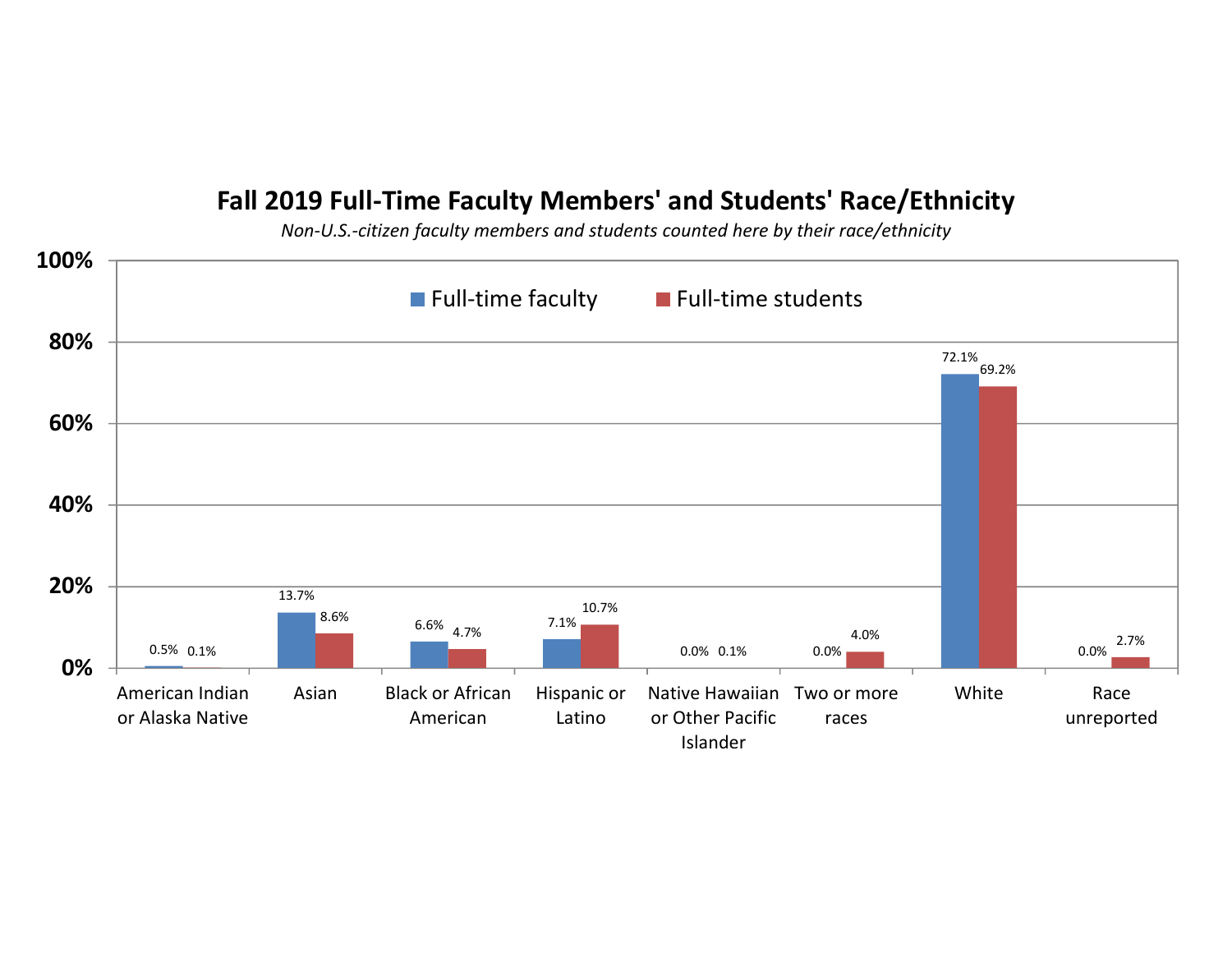## Fall 2019 Full-Time Faculty Members' and Students' Race/Ethnicity

*Non-U.S.-citizen faculty members and students counted here by their race/ethnicity*

| Race/Ethnicity | Full-time faculty | Full-time students |
|---|---|---|
| American Indian or Alaska Native | 0.5% | 0.1% |
| Asian | 13.7% | 8.6% |
| Black or African American | 6.6% | 4.7% |
| Hispanic or Latino | 7.1% | 10.7% |
| Native Hawaiian or Other Pacific Islander | 0.0% | 0.1% |
| Two or more races | 0.0% | 4.0% |
| White | 72.1% | 69.2% |
| Race unreported | 0.0% | 2.7% |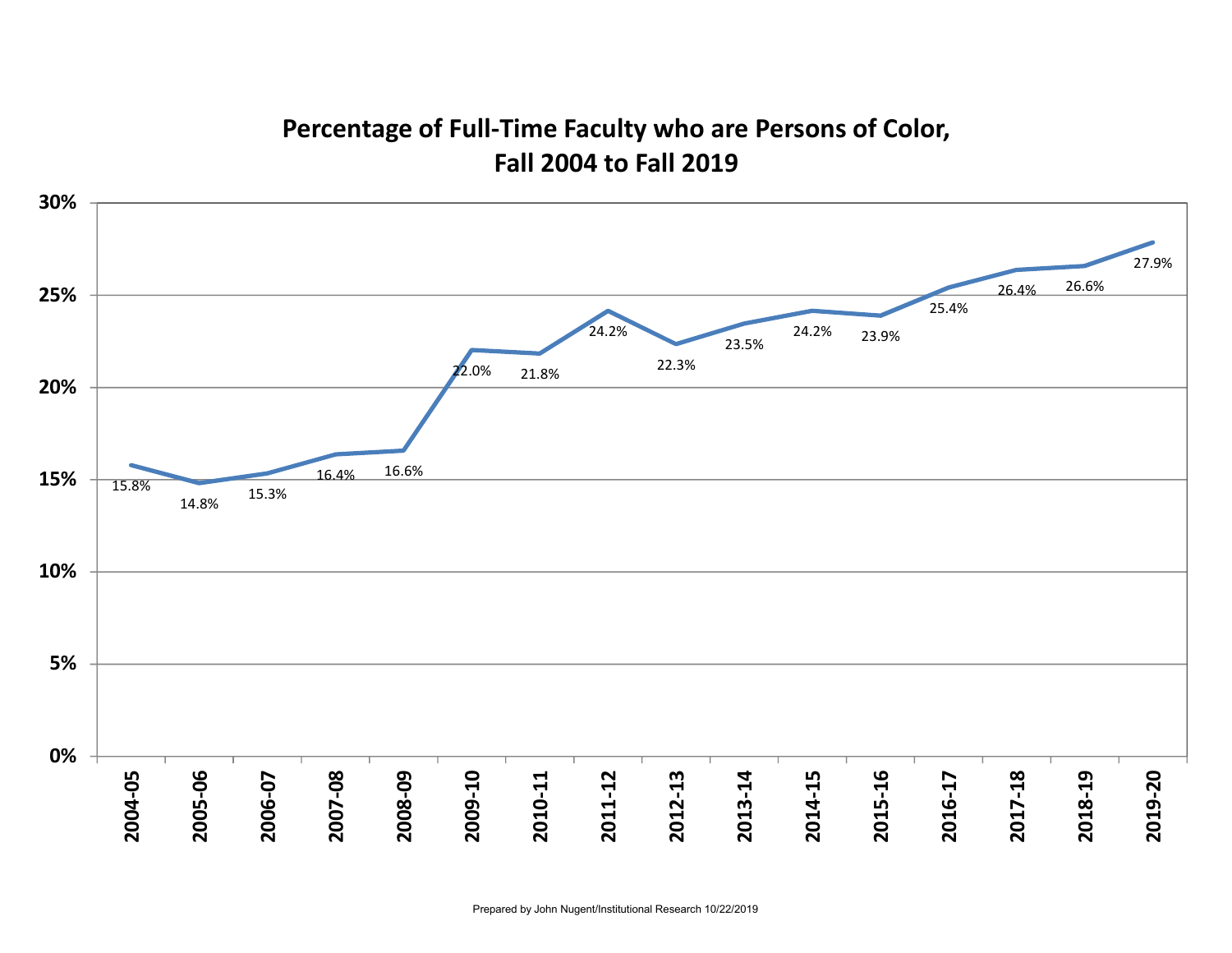## Percentage of Full-Time Faculty who are Persons of Color, Fall 2004 to Fall 2019

| Year | Percentage |
|---|---|
| 2004-05 | 15.8% |
| 2005-06 | 14.8% |
| 2006-07 | 15.3% |
| 2007-08 | 16.4% |
| 2008-09 | 16.6% |
| 2009-10 | 22.0% |
| 2010-11 | 21.8% |
| 2011-12 | 24.2% |
| 2012-13 | 22.3% |
| 2013-14 | 23.5% |
| 2014-15 | 24.2% |
| 2015-16 | 23.9% |
| 2016-17 | 25.4% |
| 2017-18 | 26.4% |
| 2018-19 | 26.6% |
| 2019-20 | 27.9% |

Prepared by John Nugent/Institutional Research 10/22/2019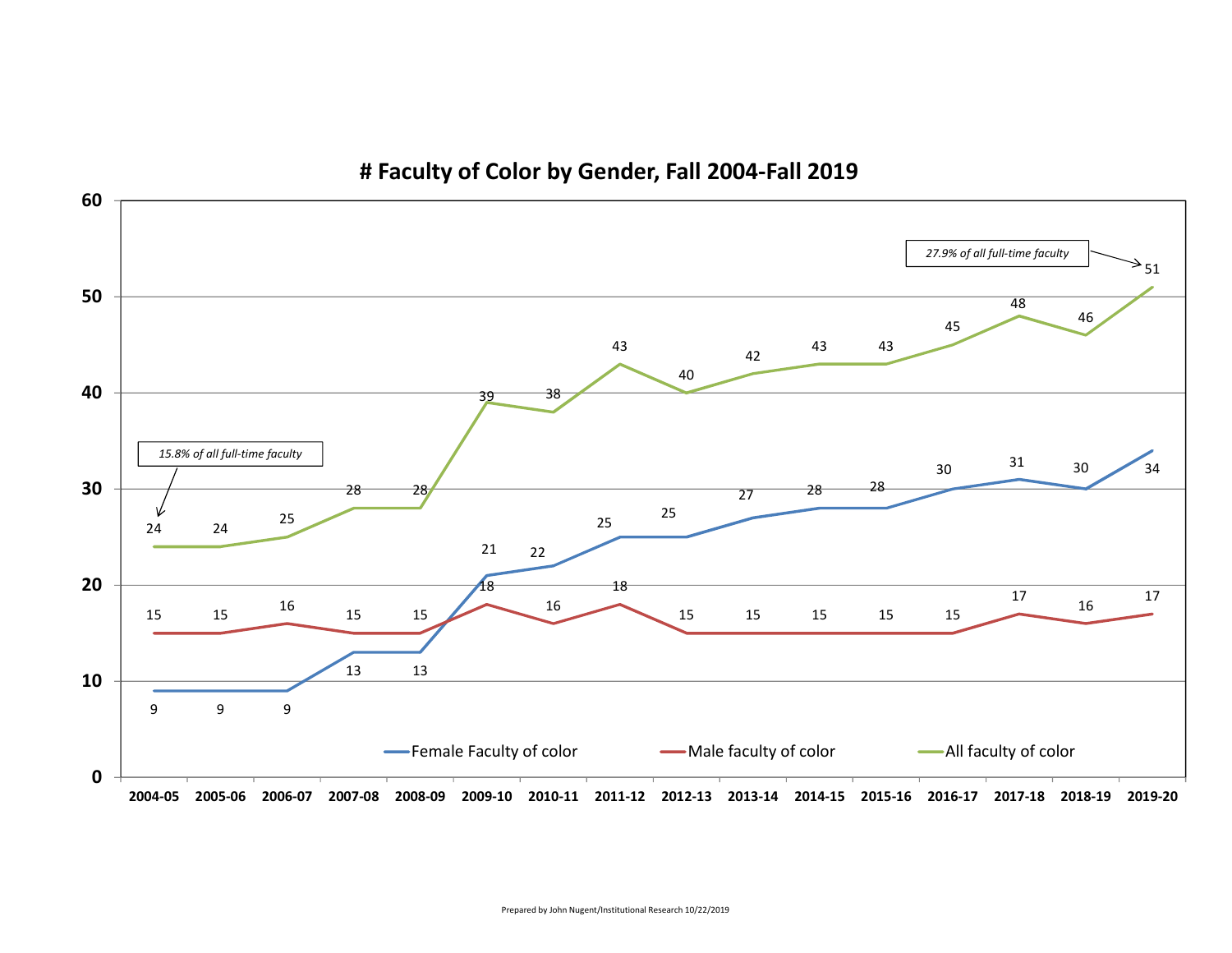# # Faculty of Color by Gender, Fall 2004-Fall 2019

| Year | Female Faculty of color | Male faculty of color | All faculty of color |
|---|---|---|---|
| 2004-05 | 9 | 15 | 24 |
| 2005-06 | 9 | 15 | 24 |
| 2006-07 | 9 | 16 | 25 |
| 2007-08 | 13 | 15 | 28 |
| 2008-09 | 13 | 15 | 28 |
| 2009-10 | 21 | 18 | 39 |
| 2010-11 | 22 | 16 | 38 |
| 2011-12 | 25 | 18 | 43 |
| 2012-13 | 25 | 15 | 40 |
| 2013-14 | 27 | 15 | 42 |
| 2014-15 | 28 | 15 | 43 |
| 2015-16 | 28 | 15 | 43 |
| 2016-17 | 30 | 15 | 45 |
| 2017-18 | 31 | 17 | 48 |
| 2018-19 | 30 | 16 | 46 |
| 2019-20 | 34 | 17 | 51 |

*15.8% of all full-time faculty* (2004-05)

*27.9% of all full-time faculty* (2019-20)

Prepared by John Nugent/Institutional Research 10/22/2019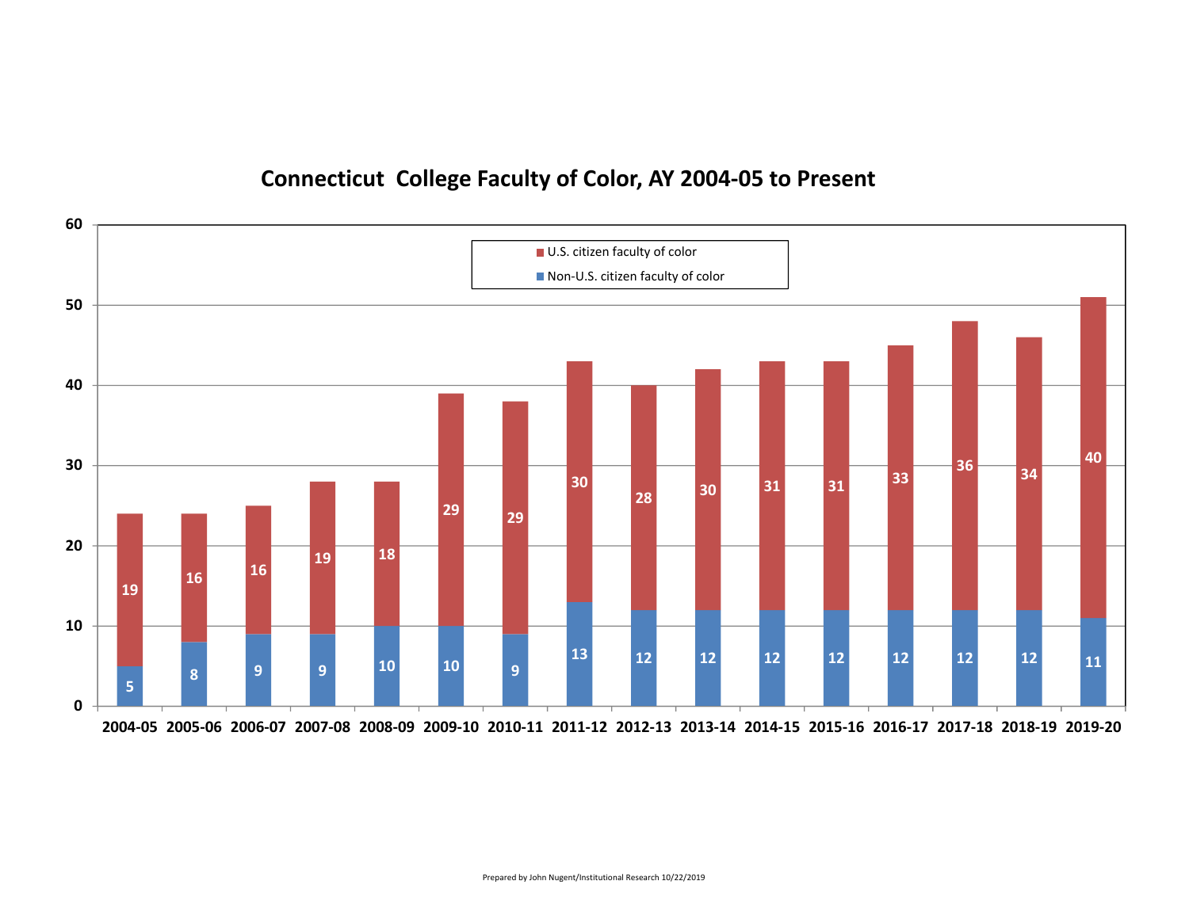# Connecticut College Faculty of Color, AY 2004-05 to Present

| Academic Year | Non-U.S. citizen faculty of color | U.S. citizen faculty of color |
|---|---|---|
| 2004-05 | 5 | 19 |
| 2005-06 | 8 | 16 |
| 2006-07 | 9 | 16 |
| 2007-08 | 9 | 19 |
| 2008-09 | 10 | 18 |
| 2009-10 | 10 | 29 |
| 2010-11 | 9 | 29 |
| 2011-12 | 13 | 30 |
| 2012-13 | 12 | 28 |
| 2013-14 | 12 | 30 |
| 2014-15 | 12 | 31 |
| 2015-16 | 12 | 31 |
| 2016-17 | 12 | 33 |
| 2017-18 | 12 | 36 |
| 2018-19 | 12 | 34 |
| 2019-20 | 11 | 40 |

Prepared by John Nugent/Institutional Research 10/22/2019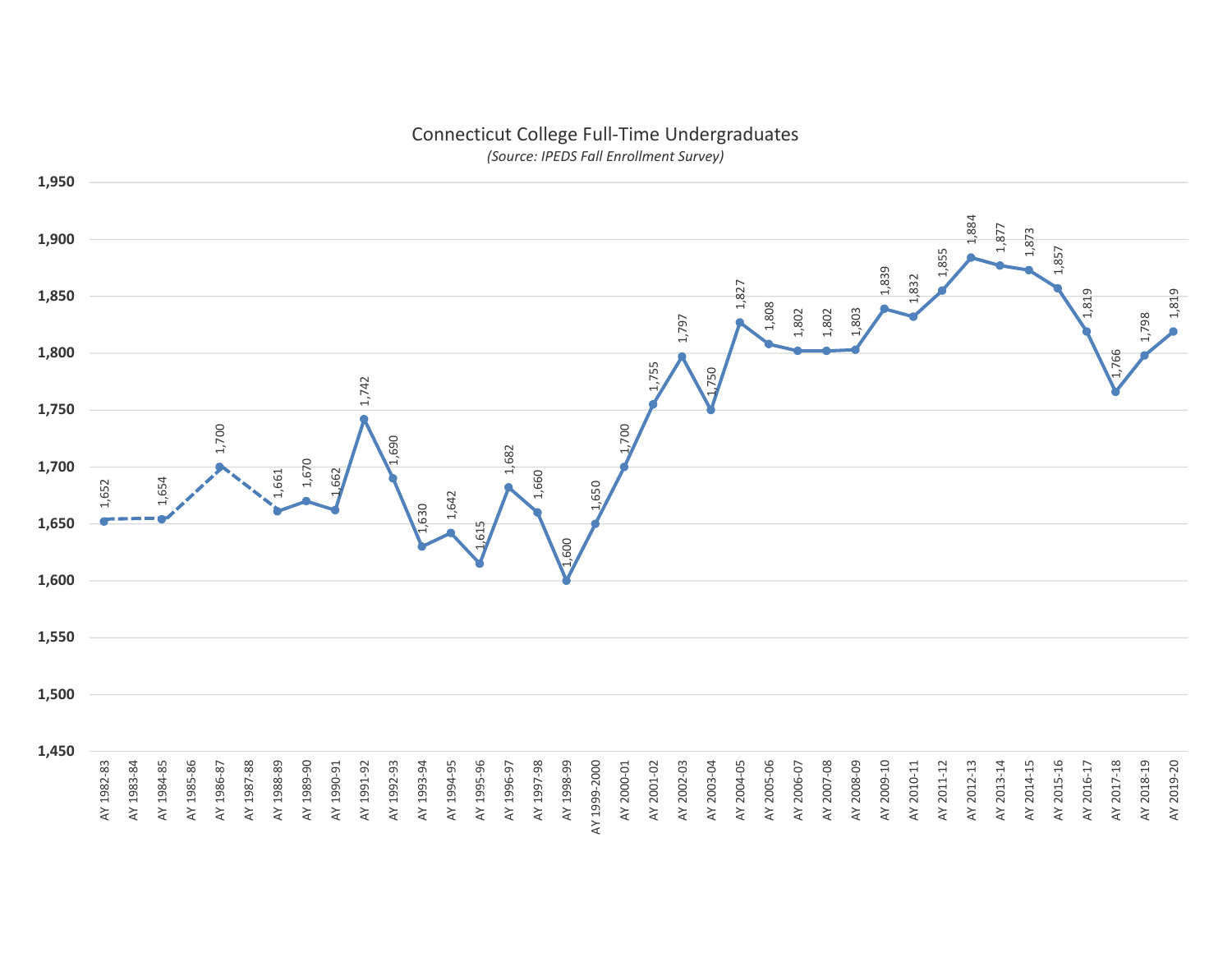## Connecticut College Full-Time Undergraduates

*(Source: IPEDS Fall Enrollment Survey)*

| Academic Year | Full-Time Undergraduates |
|---|---|
| AY 1982-83 | 1,652 |
| AY 1983-84 | |
| AY 1984-85 | 1,654 |
| AY 1985-86 | |
| AY 1986-87 | 1,700 |
| AY 1987-88 | |
| AY 1988-89 | 1,661 |
| AY 1989-90 | 1,670 |
| AY 1990-91 | 1,662 |
| AY 1991-92 | 1,742 |
| AY 1992-93 | 1,690 |
| AY 1993-94 | 1,630 |
| AY 1994-95 | 1,642 |
| AY 1995-96 | 1,615 |
| AY 1996-97 | 1,682 |
| AY 1997-98 | 1,660 |
| AY 1998-99 | 1,600 |
| AY 1999-2000 | 1,650 |
| AY 2000-01 | 1,700 |
| AY 2001-02 | 1,755 |
| AY 2002-03 | 1,797 |
| AY 2003-04 | 1,750 |
| AY 2004-05 | 1,827 |
| AY 2005-06 | 1,808 |
| AY 2006-07 | 1,802 |
| AY 2007-08 | 1,802 |
| AY 2008-09 | 1,803 |
| AY 2009-10 | 1,839 |
| AY 2010-11 | 1,832 |
| AY 2011-12 | 1,855 |
| AY 2012-13 | 1,884 |
| AY 2013-14 | 1,877 |
| AY 2014-15 | 1,873 |
| AY 2015-16 | 1,857 |
| AY 2016-17 | 1,819 |
| AY 2017-18 | 1,766 |
| AY 2018-19 | 1,798 |
| AY 2019-20 | 1,819 |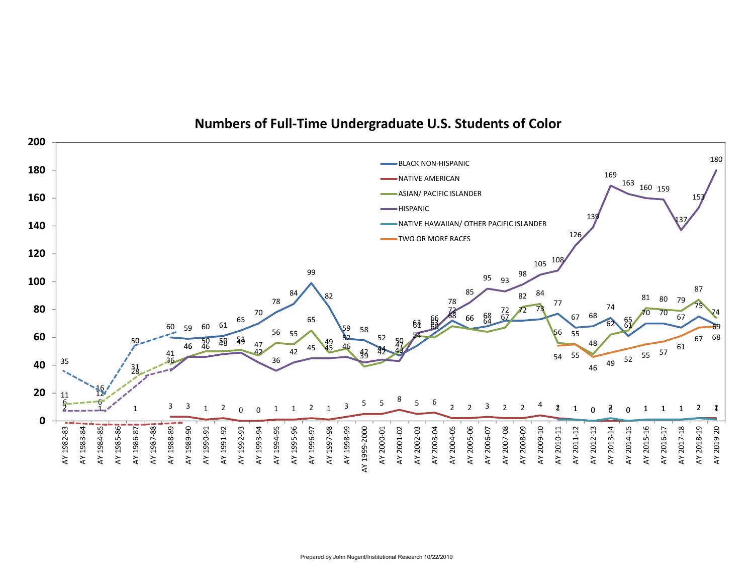# Numbers of Full-Time Undergraduate U.S. Students of Color

Prepared by John Nugent/Institutional Research 10/22/2019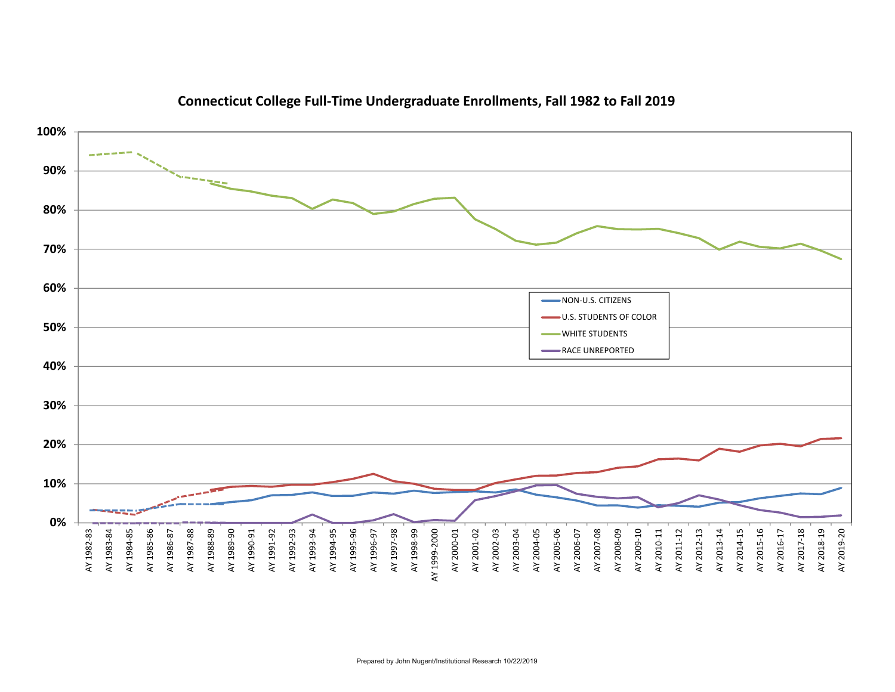# Connecticut College Full-Time Undergraduate Enrollments, Fall 1982 to Fall 2019

100%
90%
80%
70%
60%
50%
40%
30%
20%
10%
0%

- NON-U.S. CITIZENS
- U.S. STUDENTS OF COLOR
- WHITE STUDENTS
- RACE UNREPORTED

AY 1982-83, AY 1983-84, AY 1984-85, AY 1985-86, AY 1986-87, AY 1987-88, AY 1988-89, AY 1989-90, AY 1990-91, AY 1991-92, AY 1992-93, AY 1993-94, AY 1994-95, AY 1995-96, AY 1996-97, AY 1997-98, AY 1998-99, AY 1999-2000, AY 2000-01, AY 2001-02, AY 2002-03, AY 2003-04, AY 2004-05, AY 2005-06, AY 2006-07, AY 2007-08, AY 2008-09, AY 2009-10, AY 2010-11, AY 2011-12, AY 2012-13, AY 2013-14, AY 2014-15, AY 2015-16, AY 2016-17, AY 2017-18, AY 2018-19, AY 2019-20

Prepared by John Nugent/Institutional Research 10/22/2019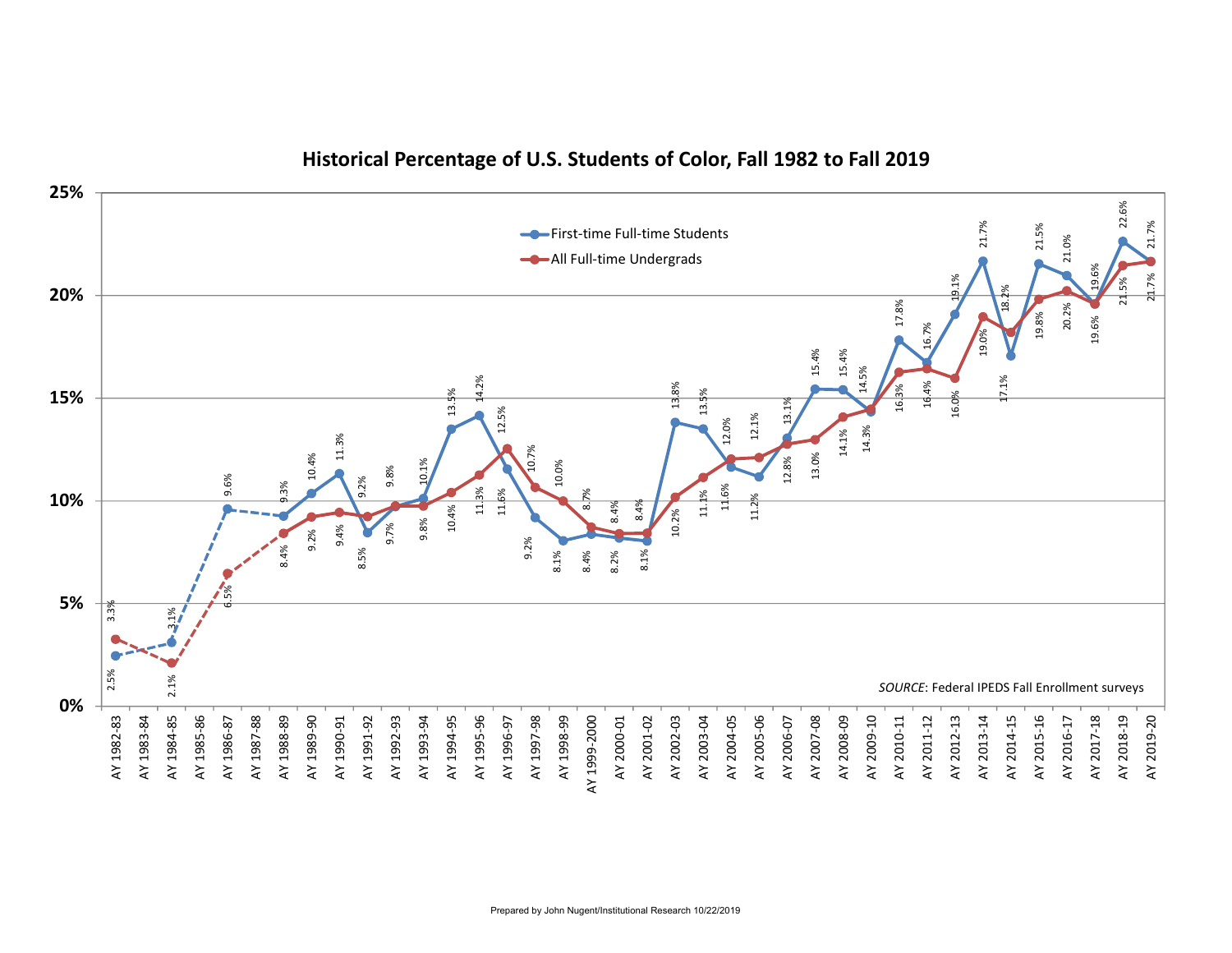# Historical Percentage of U.S. Students of Color, Fall 1982 to Fall 2019

25%
20%
15%
10%
5%
0%

First-time Full-time Students
All Full-time Undergrads

3.3%
2.5%
3.1%
2.1%
9.6%
6.5%
9.3%
8.4%
10.4%
9.2%
11.3%
9.4%
9.2%
8.5%
9.8%
9.7%
10.1%
9.8%
13.5%
10.4%
14.2%
11.3%
12.5%
11.6%
10.7%
9.2%
10.0%
8.1%
8.7%
8.4%
8.4%
8.2%
8.4%
8.1%
13.8%
10.2%
13.5%
11.1%
12.0%
11.6%
12.1%
11.2%
13.1%
12.8%
15.4%
13.0%
15.4%
14.1%
14.5%
14.3%
17.8%
16.3%
16.7%
16.4%
19.1%
16.0%
21.7%
19.0%
18.2%
17.1%
21.5%
19.8%
21.0%
20.2%
19.6%
19.6%
22.6%
21.5%
21.7%
21.7%

AY 1982-83
AY 1983-84
AY 1984-85
AY 1985-86
AY 1986-87
AY 1987-88
AY 1988-89
AY 1989-90
AY 1990-91
AY 1991-92
AY 1992-93
AY 1993-94
AY 1994-95
AY 1995-96
AY 1996-97
AY 1997-98
AY 1998-99
AY 1999-2000
AY 2000-01
AY 2001-02
AY 2002-03
AY 2003-04
AY 2004-05
AY 2005-06
AY 2006-07
AY 2007-08
AY 2008-09
AY 2009-10
AY 2010-11
AY 2011-12
AY 2012-13
AY 2013-14
AY 2014-15
AY 2015-16
AY 2016-17
AY 2017-18
AY 2018-19
AY 2019-20

*SOURCE*: Federal IPEDS Fall Enrollment surveys

Prepared by John Nugent/Institutional Research 10/22/2019